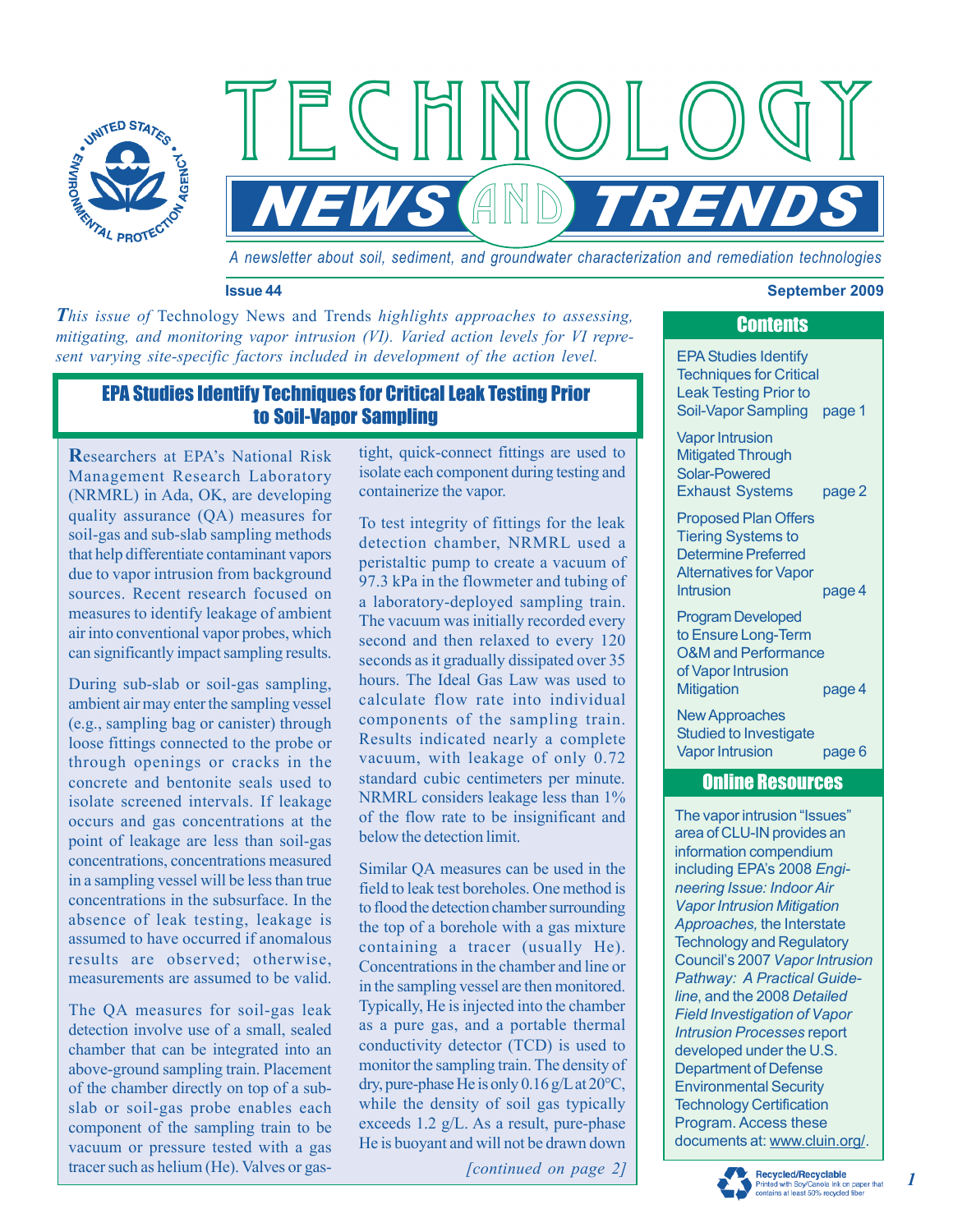# TECHNOLOGY NEWS AND TRENDS

*A newsletter about soil, sediment, and groundwater characterization and remediation technologies*

**Issue 44** **September 2009**

*This issue of* Technology News and Trends *highlights approaches to assessing, mitigating, and monitoring vapor intrusion (VI). Varied action levels for VI represent varying site-specific factors included in development of the action level.*

## EPA Studies Identify Techniques for Critical Leak Testing Prior to Soil-Vapor Sampling

**R**esearchers at EPA's National Risk Management Research Laboratory (NRMRL) in Ada, OK, are developing quality assurance (QA) measures for soil-gas and sub-slab sampling methods that help differentiate contaminant vapors due to vapor intrusion from background sources. Recent research focused on measures to identify leakage of ambient air into conventional vapor probes, which can significantly impact sampling results.

During sub-slab or soil-gas sampling, ambient air may enter the sampling vessel (e.g., sampling bag or canister) through loose fittings connected to the probe or through openings or cracks in the concrete and bentonite seals used to isolate screened intervals. If leakage occurs and gas concentrations at the point of leakage are less than soil-gas concentrations, concentrations measured in a sampling vessel will be less than true concentrations in the subsurface. In the absence of leak testing, leakage is assumed to have occurred if anomalous results are observed; otherwise, measurements are assumed to be valid.

The QA measures for soil-gas leak detection involve use of a small, sealed chamber that can be integrated into an above-ground sampling train. Placement of the chamber directly on top of a sub-slab or soil-gas probe enables each component of the sampling train to be vacuum or pressure tested with a gas tracer such as helium (He). Valves or gas-tight, quick-connect fittings are used to isolate each component during testing and containerize the vapor.

To test integrity of fittings for the leak detection chamber, NRMRL used a peristaltic pump to create a vacuum of 97.3 kPa in the flowmeter and tubing of a laboratory-deployed sampling train. The vacuum was initially recorded every second and then relaxed to every 120 seconds as it gradually dissipated over 35 hours. The Ideal Gas Law was used to calculate flow rate into individual components of the sampling train. Results indicated nearly a complete vacuum, with leakage of only 0.72 standard cubic centimeters per minute. NRMRL considers leakage less than 1% of the flow rate to be insignificant and below the detection limit.

Similar QA measures can be used in the field to leak test boreholes. One method is to flood the detection chamber surrounding the top of a borehole with a gas mixture containing a tracer (usually He). Concentrations in the chamber and line or in the sampling vessel are then monitored. Typically, He is injected into the chamber as a pure gas, and a portable thermal conductivity detector (TCD) is used to monitor the sampling train. The density of dry, pure-phase He is only 0.16 g/L at 20°C, while the density of soil gas typically exceeds 1.2 g/L. As a result, pure-phase He is buoyant and will not be drawn down

*[continued on page 2]*

## Contents

- EPA Studies Identify Techniques for Critical Leak Testing Prior to Soil-Vapor Sampling — page 1
- Vapor Intrusion Mitigated Through Solar-Powered Exhaust Systems — page 2
- Proposed Plan Offers Tiering Systems to Determine Preferred Alternatives for Vapor Intrusion — page 4
- Program Developed to Ensure Long-Term O&M and Performance of Vapor Intrusion Mitigation — page 4
- New Approaches Studied to Investigate Vapor Intrusion — page 6

## Online Resources

The vapor intrusion "Issues" area of CLU-IN provides an information compendium including EPA's 2008 *Engineering Issue: Indoor Air Vapor Intrusion Mitigation Approaches,* the Interstate Technology and Regulatory Council's 2007 *Vapor Intrusion Pathway: A Practical Guideline*, and the 2008 *Detailed Field Investigation of Vapor Intrusion Processes* report developed under the U.S. Department of Defense Environmental Security Technology Certification Program. Access these documents at: www.cluin.org/.

Recycled/Recyclable
Printed with Soy/Canola ink on paper that contains at least 50% recycled fiber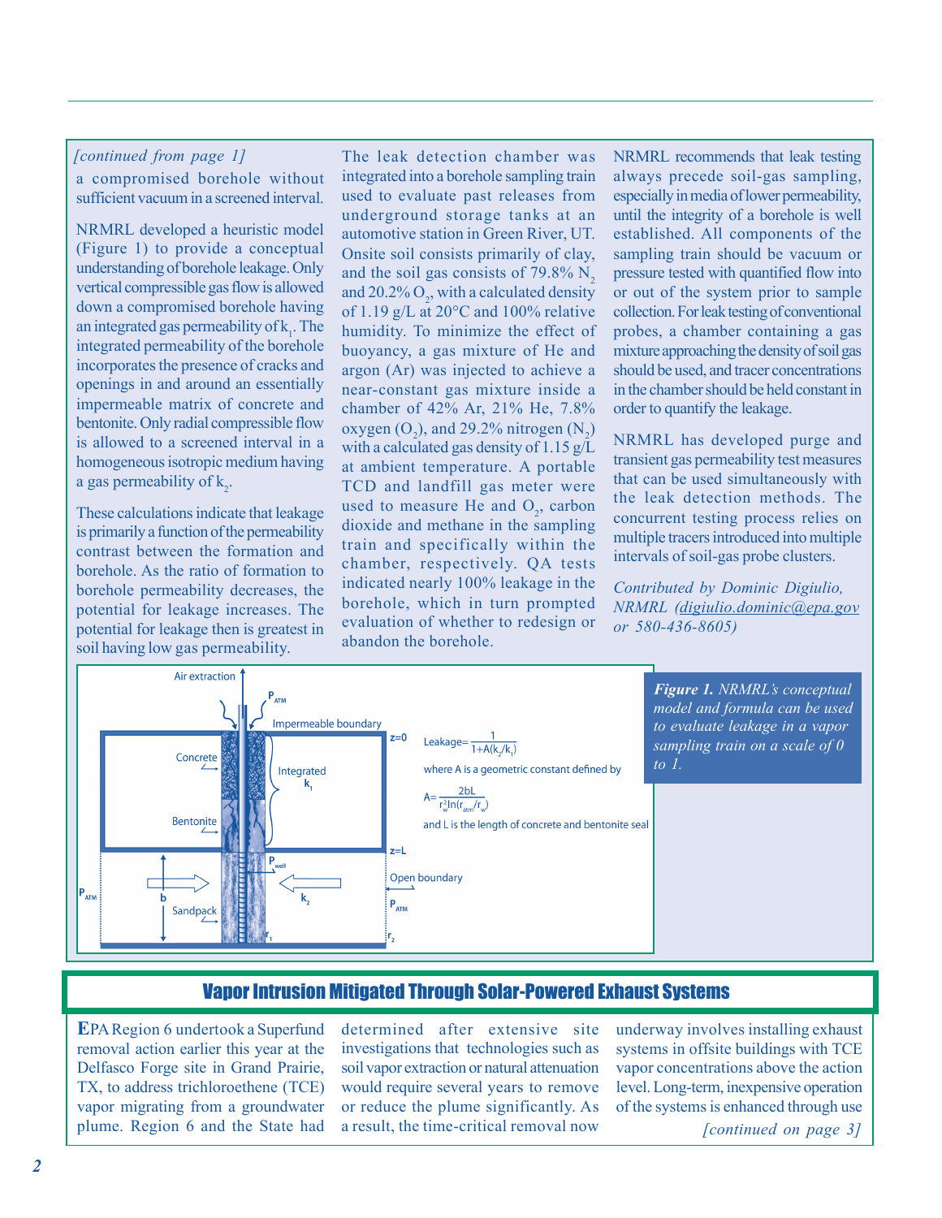*[continued from page 1]*

a compromised borehole without sufficient vacuum in a screened interval.

NRMRL developed a heuristic model (Figure 1) to provide a conceptual understanding of borehole leakage. Only vertical compressible gas flow is allowed down a compromised borehole having an integrated gas permeability of $k_1$. The integrated permeability of the borehole incorporates the presence of cracks and openings in and around an essentially impermeable matrix of concrete and bentonite. Only radial compressible flow is allowed to a screened interval in a homogeneous isotropic medium having a gas permeability of $k_2$.

These calculations indicate that leakage is primarily a function of the permeability contrast between the formation and borehole. As the ratio of formation to borehole permeability decreases, the potential for leakage increases. The potential for leakage then is greatest in soil having low gas permeability.

The leak detection chamber was integrated into a borehole sampling train used to evaluate past releases from underground storage tanks at an automotive station in Green River, UT. Onsite soil consists primarily of clay, and the soil gas consists of 79.8% $N_2$ and 20.2% $O_2$, with a calculated density of 1.19 g/L at 20°C and 100% relative humidity. To minimize the effect of buoyancy, a gas mixture of He and argon (Ar) was injected to achieve a near-constant gas mixture inside a chamber of 42% Ar, 21% He, 7.8% oxygen ($O_2$), and 29.2% nitrogen ($N_2$) with a calculated gas density of 1.15 g/L at ambient temperature. A portable TCD and landfill gas meter were used to measure He and $O_2$, carbon dioxide and methane in the sampling train and specifically within the chamber, respectively. QA tests indicated nearly 100% leakage in the borehole, which in turn prompted evaluation of whether to redesign or abandon the borehole.

NRMRL recommends that leak testing always precede soil-gas sampling, especially in media of lower permeability, until the integrity of a borehole is well established. All components of the sampling train should be vacuum or pressure tested with quantified flow into or out of the system prior to sample collection. For leak testing of conventional probes, a chamber containing a gas mixture approaching the density of soil gas should be used, and tracer concentrations in the chamber should be held constant in order to quantify the leakage.

NRMRL has developed purge and transient gas permeability test measures that can be used simultaneously with the leak detection methods. The concurrent testing process relies on multiple tracers introduced into multiple intervals of soil-gas probe clusters.

*Contributed by Dominic Digiulio, NRMRL (digiulio.dominic@epa.gov or 580-436-8605)*

Air extraction; $P_{ATM}$; Impermeable boundary; $z=0$; Concrete; Integrated $k_1$; Bentonite; $z=L$; $P_{well}$; Open boundary; $P_{ATM}$; b; Sandpack; $k_2$; $P_{ATM}$; $r_1$; $r_2$

$$\text{Leakage} = \frac{1}{1 + A(k_2/k_1)}$$

where A is a geometric constant defined by

$$A = \frac{2bL}{r_w^2 \ln(r_{atm}/r_w)}$$

and L is the length of concrete and bentonite seal

***Figure 1.*** *NRMRL's conceptual model and formula can be used to evaluate leakage in a vapor sampling train on a scale of 0 to 1.*

## Vapor Intrusion Mitigated Through Solar-Powered Exhaust Systems

**E**PA Region 6 undertook a Superfund removal action earlier this year at the Delfasco Forge site in Grand Prairie, TX, to address trichloroethene (TCE) vapor migrating from a groundwater plume. Region 6 and the State had determined after extensive site investigations that technologies such as soil vapor extraction or natural attenuation would require several years to remove or reduce the plume significantly. As a result, the time-critical removal now underway involves installing exhaust systems in offsite buildings with TCE vapor concentrations above the action level. Long-term, inexpensive operation of the systems is enhanced through use

*[continued on page 3]*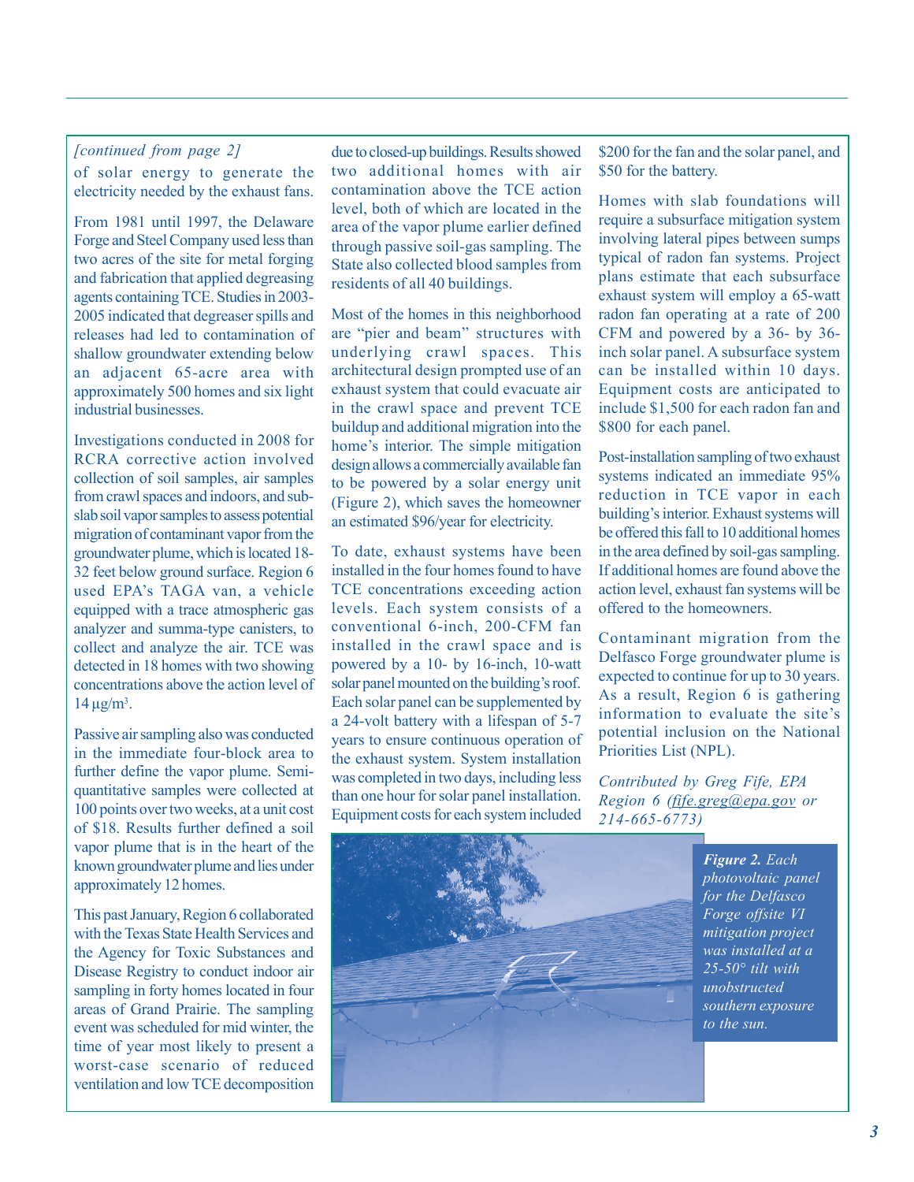*[continued from page 2]*

of solar energy to generate the electricity needed by the exhaust fans.

From 1981 until 1997, the Delaware Forge and Steel Company used less than two acres of the site for metal forging and fabrication that applied degreasing agents containing TCE. Studies in 2003-2005 indicated that degreaser spills and releases had led to contamination of shallow groundwater extending below an adjacent 65-acre area with approximately 500 homes and six light industrial businesses.

Investigations conducted in 2008 for RCRA corrective action involved collection of soil samples, air samples from crawl spaces and indoors, and sub-slab soil vapor samples to assess potential migration of contaminant vapor from the groundwater plume, which is located 18-32 feet below ground surface. Region 6 used EPA's TAGA van, a vehicle equipped with a trace atmospheric gas analyzer and summa-type canisters, to collect and analyze the air. TCE was detected in 18 homes with two showing concentrations above the action level of 14 µg/m$^3$.

Passive air sampling also was conducted in the immediate four-block area to further define the vapor plume. Semi-quantitative samples were collected at 100 points over two weeks, at a unit cost of $18. Results further defined a soil vapor plume that is in the heart of the known groundwater plume and lies under approximately 12 homes.

This past January, Region 6 collaborated with the Texas State Health Services and the Agency for Toxic Substances and Disease Registry to conduct indoor air sampling in forty homes located in four areas of Grand Prairie. The sampling event was scheduled for mid winter, the time of year most likely to present a worst-case scenario of reduced ventilation and low TCE decomposition due to closed-up buildings. Results showed two additional homes with air contamination above the TCE action level, both of which are located in the area of the vapor plume earlier defined through passive soil-gas sampling. The State also collected blood samples from residents of all 40 buildings.

Most of the homes in this neighborhood are "pier and beam" structures with underlying crawl spaces. This architectural design prompted use of an exhaust system that could evacuate air in the crawl space and prevent TCE buildup and additional migration into the home's interior. The simple mitigation design allows a commercially available fan to be powered by a solar energy unit (Figure 2), which saves the homeowner an estimated $96/year for electricity.

To date, exhaust systems have been installed in the four homes found to have TCE concentrations exceeding action levels. Each system consists of a conventional 6-inch, 200-CFM fan installed in the crawl space and is powered by a 10- by 16-inch, 10-watt solar panel mounted on the building's roof. Each solar panel can be supplemented by a 24-volt battery with a lifespan of 5-7 years to ensure continuous operation of the exhaust system. System installation was completed in two days, including less than one hour for solar panel installation. Equipment costs for each system included $200 for the fan and the solar panel, and $50 for the battery.

Homes with slab foundations will require a subsurface mitigation system involving lateral pipes between sumps typical of radon fan systems. Project plans estimate that each subsurface exhaust system will employ a 65-watt radon fan operating at a rate of 200 CFM and powered by a 36- by 36-inch solar panel. A subsurface system can be installed within 10 days. Equipment costs are anticipated to include $1,500 for each radon fan and $800 for each panel.

Post-installation sampling of two exhaust systems indicated an immediate 95% reduction in TCE vapor in each building's interior. Exhaust systems will be offered this fall to 10 additional homes in the area defined by soil-gas sampling. If additional homes are found above the action level, exhaust fan systems will be offered to the homeowners.

Contaminant migration from the Delfasco Forge groundwater plume is expected to continue for up to 30 years. As a result, Region 6 is gathering information to evaluate the site's potential inclusion on the National Priorities List (NPL).

*Contributed by Greg Fife, EPA Region 6 (fife.greg@epa.gov or 214-665-6773)*

***Figure 2.*** *Each photovoltaic panel for the Delfasco Forge offsite VI mitigation project was installed at a 25-50° tilt with unobstructed southern exposure to the sun.*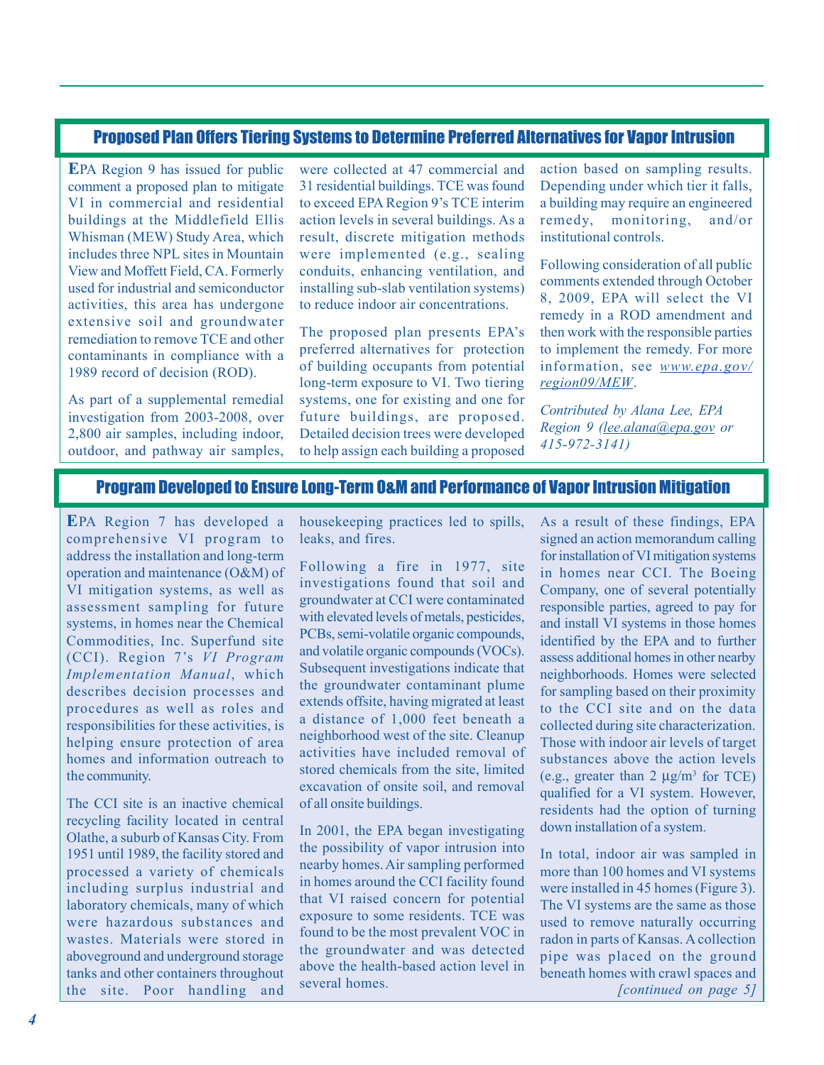## Proposed Plan Offers Tiering Systems to Determine Preferred Alternatives for Vapor Intrusion

EPA Region 9 has issued for public comment a proposed plan to mitigate VI in commercial and residential buildings at the Middlefield Ellis Whisman (MEW) Study Area, which includes three NPL sites in Mountain View and Moffett Field, CA. Formerly used for industrial and semiconductor activities, this area has undergone extensive soil and groundwater remediation to remove TCE and other contaminants in compliance with a 1989 record of decision (ROD).

As part of a supplemental remedial investigation from 2003-2008, over 2,800 air samples, including indoor, outdoor, and pathway air samples, were collected at 47 commercial and 31 residential buildings. TCE was found to exceed EPA Region 9's TCE interim action levels in several buildings. As a result, discrete mitigation methods were implemented (e.g., sealing conduits, enhancing ventilation, and installing sub-slab ventilation systems) to reduce indoor air concentrations.

The proposed plan presents EPA's preferred alternatives for protection of building occupants from potential long-term exposure to VI. Two tiering systems, one for existing and one for future buildings, are proposed. Detailed decision trees were developed to help assign each building a proposed action based on sampling results. Depending under which tier it falls, a building may require an engineered remedy, monitoring, and/or institutional controls.

Following consideration of all public comments extended through October 8, 2009, EPA will select the VI remedy in a ROD amendment and then work with the responsible parties to implement the remedy. For more information, see *www.epa.gov/region09/MEW*.

*Contributed by Alana Lee, EPA Region 9 (lee.alana@epa.gov or 415-972-3141)*

## Program Developed to Ensure Long-Term O&M and Performance of Vapor Intrusion Mitigation

EPA Region 7 has developed a comprehensive VI program to address the installation and long-term operation and maintenance (O&M) of VI mitigation systems, as well as assessment sampling for future systems, in homes near the Chemical Commodities, Inc. Superfund site (CCI). Region 7's *VI Program Implementation Manual*, which describes decision processes and procedures as well as roles and responsibilities for these activities, is helping ensure protection of area homes and information outreach to the community.

The CCI site is an inactive chemical recycling facility located in central Olathe, a suburb of Kansas City. From 1951 until 1989, the facility stored and processed a variety of chemicals including surplus industrial and laboratory chemicals, many of which were hazardous substances and wastes. Materials were stored in aboveground and underground storage tanks and other containers throughout the site. Poor handling and housekeeping practices led to spills, leaks, and fires.

Following a fire in 1977, site investigations found that soil and groundwater at CCI were contaminated with elevated levels of metals, pesticides, PCBs, semi-volatile organic compounds, and volatile organic compounds (VOCs). Subsequent investigations indicate that the groundwater contaminant plume extends offsite, having migrated at least a distance of 1,000 feet beneath a neighborhood west of the site. Cleanup activities have included removal of stored chemicals from the site, limited excavation of onsite soil, and removal of all onsite buildings.

In 2001, the EPA began investigating the possibility of vapor intrusion into nearby homes. Air sampling performed in homes around the CCI facility found that VI raised concern for potential exposure to some residents. TCE was found to be the most prevalent VOC in the groundwater and was detected above the health-based action level in several homes.

As a result of these findings, EPA signed an action memorandum calling for installation of VI mitigation systems in homes near CCI. The Boeing Company, one of several potentially responsible parties, agreed to pay for and install VI systems in those homes identified by the EPA and to further assess additional homes in other nearby neighborhoods. Homes were selected for sampling based on their proximity to the CCI site and on the data collected during site characterization. Those with indoor air levels of target substances above the action levels (e.g., greater than 2 $\mu g/m^3$ for TCE) qualified for a VI system. However, residents had the option of turning down installation of a system.

In total, indoor air was sampled in more than 100 homes and VI systems were installed in 45 homes (Figure 3). The VI systems are the same as those used to remove naturally occurring radon in parts of Kansas. A collection pipe was placed on the ground beneath homes with crawl spaces and *[continued on page 5]*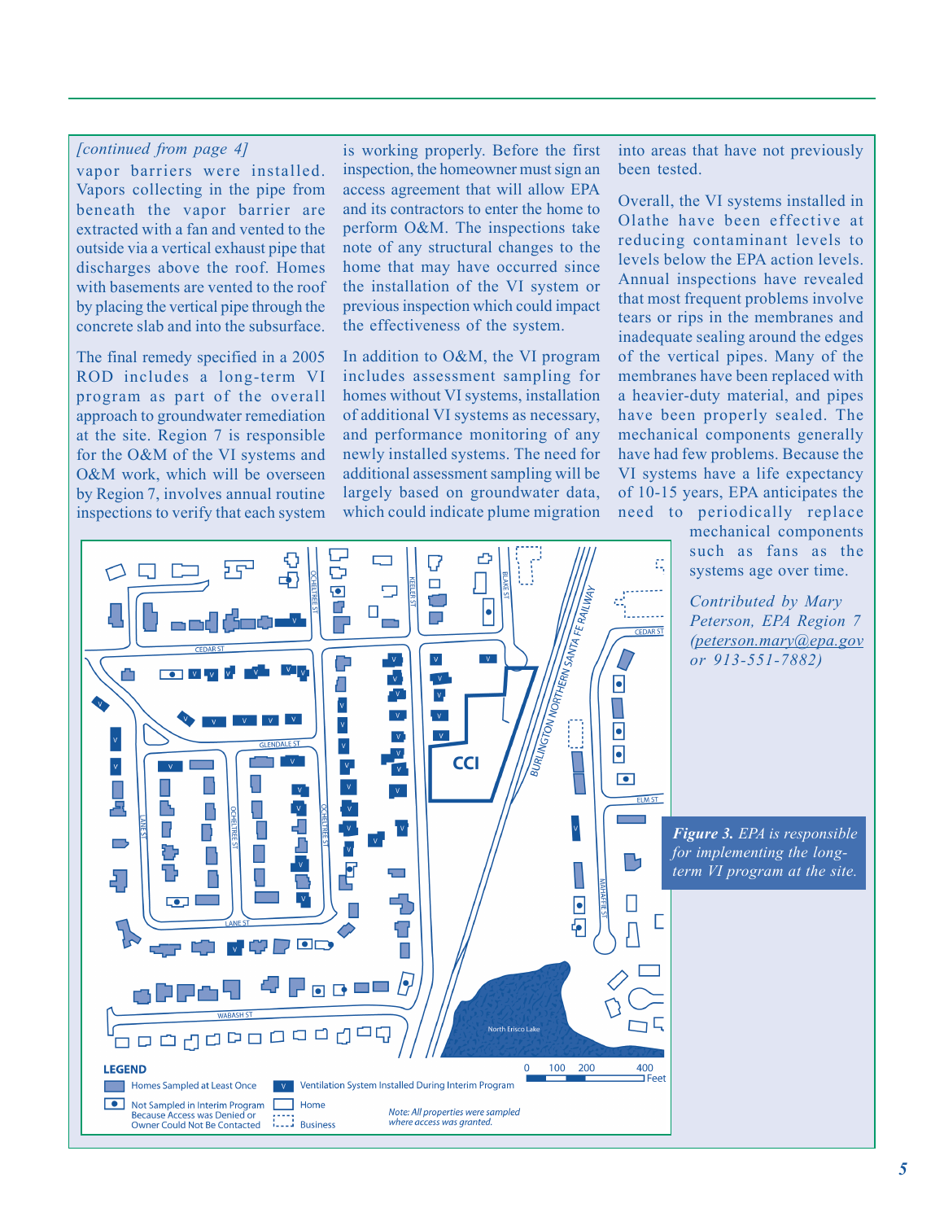*[continued from page 4]*

vapor barriers were installed. Vapors collecting in the pipe from beneath the vapor barrier are extracted with a fan and vented to the outside via a vertical exhaust pipe that discharges above the roof. Homes with basements are vented to the roof by placing the vertical pipe through the concrete slab and into the subsurface.

The final remedy specified in a 2005 ROD includes a long-term VI program as part of the overall approach to groundwater remediation at the site. Region 7 is responsible for the O&M of the VI systems and O&M work, which will be overseen by Region 7, involves annual routine inspections to verify that each system is working properly. Before the first inspection, the homeowner must sign an access agreement that will allow EPA and its contractors to enter the home to perform O&M. The inspections take note of any structural changes to the home that may have occurred since the installation of the VI system or previous inspection which could impact the effectiveness of the system.

In addition to O&M, the VI program includes assessment sampling for homes without VI systems, installation of additional VI systems as necessary, and performance monitoring of any newly installed systems. The need for additional assessment sampling will be largely based on groundwater data, which could indicate plume migration into areas that have not previously been tested.

Overall, the VI systems installed in Olathe have been effective at reducing contaminant levels to levels below the EPA action levels. Annual inspections have revealed that most frequent problems involve tears or rips in the membranes and inadequate sealing around the edges of the vertical pipes. Many of the membranes have been replaced with a heavier-duty material, and pipes have been properly sealed. The mechanical components generally have had few problems. Because the VI systems have a life expectancy of 10-15 years, EPA anticipates the need to periodically replace mechanical components such as fans as the systems age over time.

*Contributed by Mary Peterson, EPA Region 7 (peterson.mary@epa.gov or 913-551-7882)*

***Figure 3.*** *EPA is responsible for implementing the long-term VI program at the site.*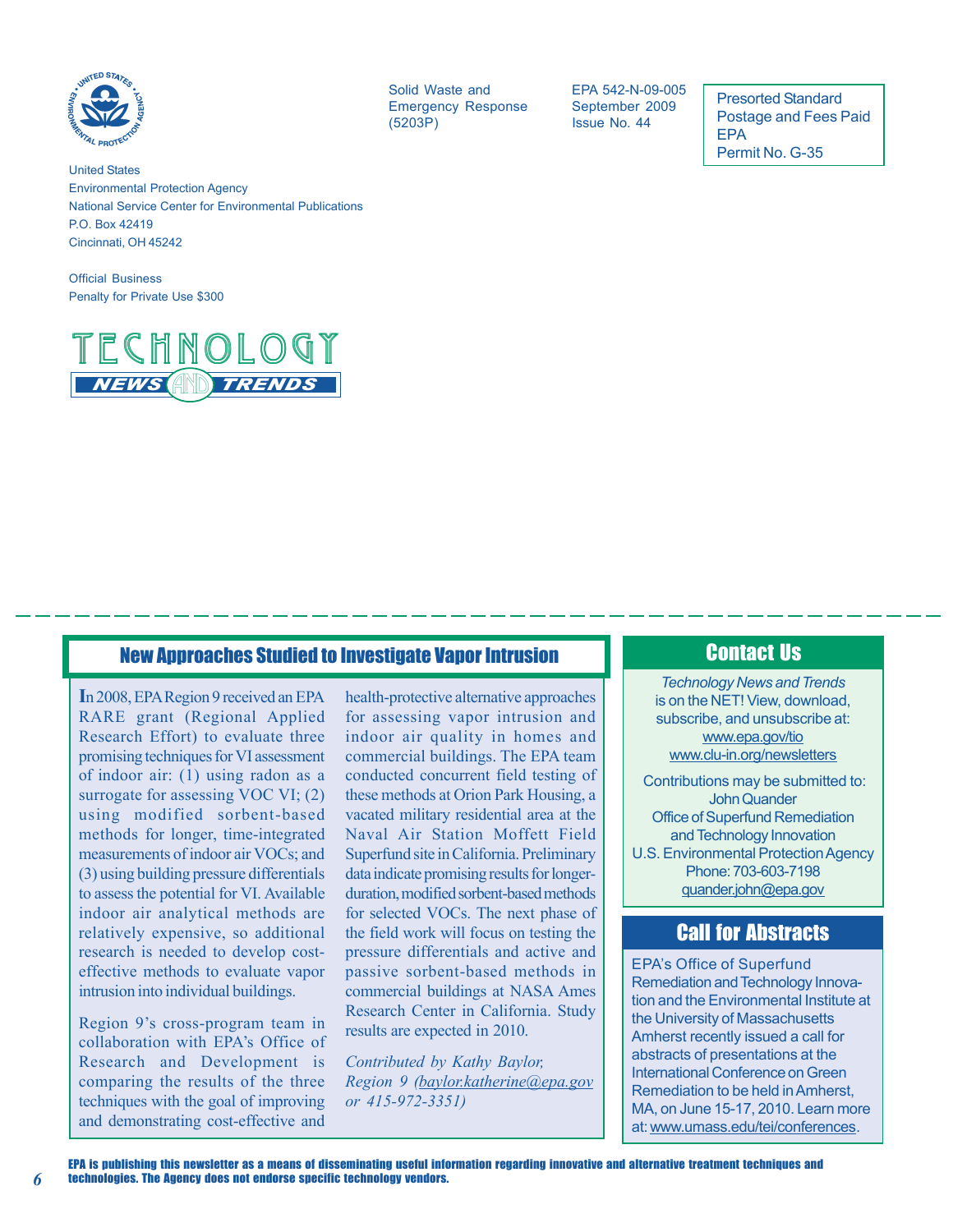United States
Environmental Protection Agency
National Service Center for Environmental Publications
P.O. Box 42419
Cincinnati, OH 45242

Official Business
Penalty for Private Use $300

Solid Waste and Emergency Response (5203P)

EPA 542-N-09-005
September 2009
Issue No. 44

Presorted Standard
Postage and Fees Paid
EPA
Permit No. G-35

# TECHNOLOGY NEWS AND TRENDS

## New Approaches Studied to Investigate Vapor Intrusion

In 2008, EPA Region 9 received an EPA RARE grant (Regional Applied Research Effort) to evaluate three promising techniques for VI assessment of indoor air: (1) using radon as a surrogate for assessing VOC VI; (2) using modified sorbent-based methods for longer, time-integrated measurements of indoor air VOCs; and (3) using building pressure differentials to assess the potential for VI. Available indoor air analytical methods are relatively expensive, so additional research is needed to develop cost-effective methods to evaluate vapor intrusion into individual buildings.

Region 9's cross-program team in collaboration with EPA's Office of Research and Development is comparing the results of the three techniques with the goal of improving and demonstrating cost-effective and health-protective alternative approaches for assessing vapor intrusion and indoor air quality in homes and commercial buildings. The EPA team conducted concurrent field testing of these methods at Orion Park Housing, a vacated military residential area at the Naval Air Station Moffett Field Superfund site in California. Preliminary data indicate promising results for longer-duration, modified sorbent-based methods for selected VOCs. The next phase of the field work will focus on testing the pressure differentials and active and passive sorbent-based methods in commercial buildings at NASA Ames Research Center in California. Study results are expected in 2010.

*Contributed by Kathy Baylor, Region 9 (baylor.katherine@epa.gov or 415-972-3351)*

## Contact Us

*Technology News and Trends* is on the NET! View, download, subscribe, and unsubscribe at:
www.epa.gov/tio
www.clu-in.org/newsletters

Contributions may be submitted to:
John Quander
Office of Superfund Remediation and Technology Innovation
U.S. Environmental Protection Agency
Phone: 703-603-7198
quander.john@epa.gov

## Call for Abstracts

EPA's Office of Superfund Remediation and Technology Innovation and the Environmental Institute at the University of Massachusetts Amherst recently issued a call for abstracts of presentations at the International Conference on Green Remediation to be held in Amherst, MA, on June 15-17, 2010. Learn more at: www.umass.edu/tei/conferences.

**EPA is publishing this newsletter as a means of disseminating useful information regarding innovative and alternative treatment techniques and technologies. The Agency does not endorse specific technology vendors.**